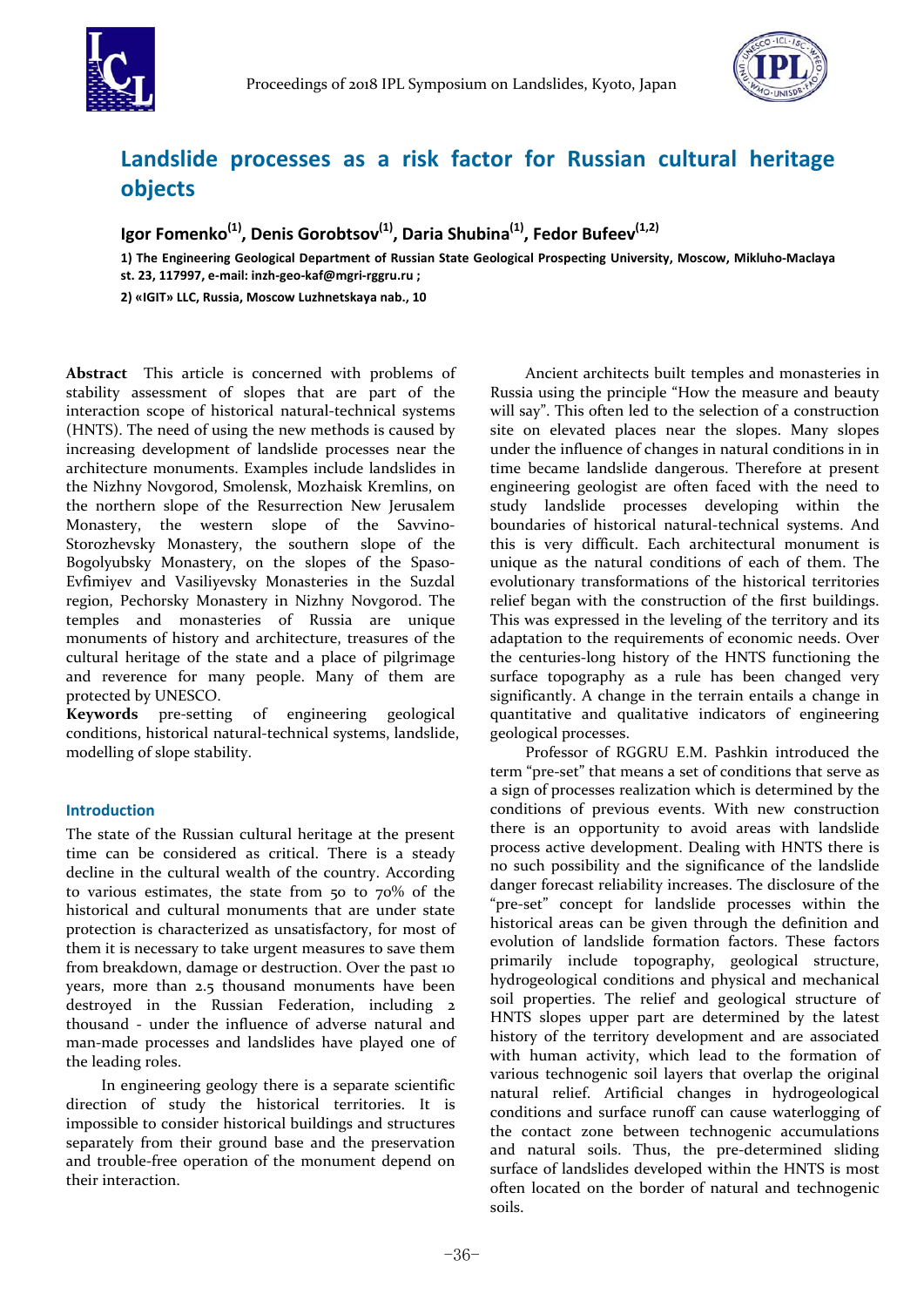# Landslide processes as a risk factor for Russian cultural heritage objects

**Igor Fomenko[(1)], Denis Gorobtsov[(1)], Daria Shubina[(1)], Fedor Bufeev[(1,2)]**

**1) The Engineering Geological Department of Russian State Geological Prospecting University, Moscow, Mikluho-Maclaya st. 23, 117997, e-mail: inzh-geo-kaf@mgri-rggru.ru ;**

**2) «IGIT» LLC, Russia, Moscow Luzhnetskaya nab., 10**

**Abstract** This article is concerned with problems of stability assessment of slopes that are part of the interaction scope of historical natural-technical systems (HNTS). The need of using the new methods is caused by increasing development of landslide processes near the architecture monuments. Examples include landslides in the Nizhny Novgorod, Smolensk, Mozhaisk Kremlins, on the northern slope of the Resurrection New Jerusalem Monastery, the western slope of the Savvino-Storozhevsky Monastery, the southern slope of the Bogolyubsky Monastery, on the slopes of the Spaso-Evfimiyev and Vasiliyevsky Monasteries in the Suzdal region, Pechorsky Monastery in Nizhny Novgorod. The temples and monasteries of Russia are unique monuments of history and architecture, treasures of the cultural heritage of the state and a place of pilgrimage and reverence for many people. Many of them are protected by UNESCO.

**Keywords** pre-setting of engineering geological conditions, historical natural-technical systems, landslide, modelling of slope stability.

## Introduction

The state of the Russian cultural heritage at the present time can be considered as critical. There is a steady decline in the cultural wealth of the country. According to various estimates, the state from 50 to 70% of the historical and cultural monuments that are under state protection is characterized as unsatisfactory, for most of them it is necessary to take urgent measures to save them from breakdown, damage or destruction. Over the past 10 years, more than 2.5 thousand monuments have been destroyed in the Russian Federation, including 2 thousand - under the influence of adverse natural and man-made processes and landslides have played one of the leading roles.

In engineering geology there is a separate scientific direction of study the historical territories. It is impossible to consider historical buildings and structures separately from their ground base and the preservation and trouble-free operation of the monument depend on their interaction.

Ancient architects built temples and monasteries in Russia using the principle "How the measure and beauty will say". This often led to the selection of a construction site on elevated places near the slopes. Many slopes under the influence of changes in natural conditions in in time became landslide dangerous. Therefore at present engineering geologist are often faced with the need to study landslide processes developing within the boundaries of historical natural-technical systems. And this is very difficult. Each architectural monument is unique as the natural conditions of each of them. The evolutionary transformations of the historical territories relief began with the construction of the first buildings. This was expressed in the leveling of the territory and its adaptation to the requirements of economic needs. Over the centuries-long history of the HNTS functioning the surface topography as a rule has been changed very significantly. A change in the terrain entails a change in quantitative and qualitative indicators of engineering geological processes.

Professor of RGGRU E.M. Pashkin introduced the term "pre-set" that means a set of conditions that serve as a sign of processes realization which is determined by the conditions of previous events. With new construction there is an opportunity to avoid areas with landslide process active development. Dealing with HNTS there is no such possibility and the significance of the landslide danger forecast reliability increases. The disclosure of the "pre-set" concept for landslide processes within the historical areas can be given through the definition and evolution of landslide formation factors. These factors primarily include topography, geological structure, hydrogeological conditions and physical and mechanical soil properties. The relief and geological structure of HNTS slopes upper part are determined by the latest history of the territory development and are associated with human activity, which lead to the formation of various technogenic soil layers that overlap the original natural relief. Artificial changes in hydrogeological conditions and surface runoff can cause waterlogging of the contact zone between technogenic accumulations and natural soils. Thus, the pre-determined sliding surface of landslides developed within the HNTS is most often located on the border of natural and technogenic soils.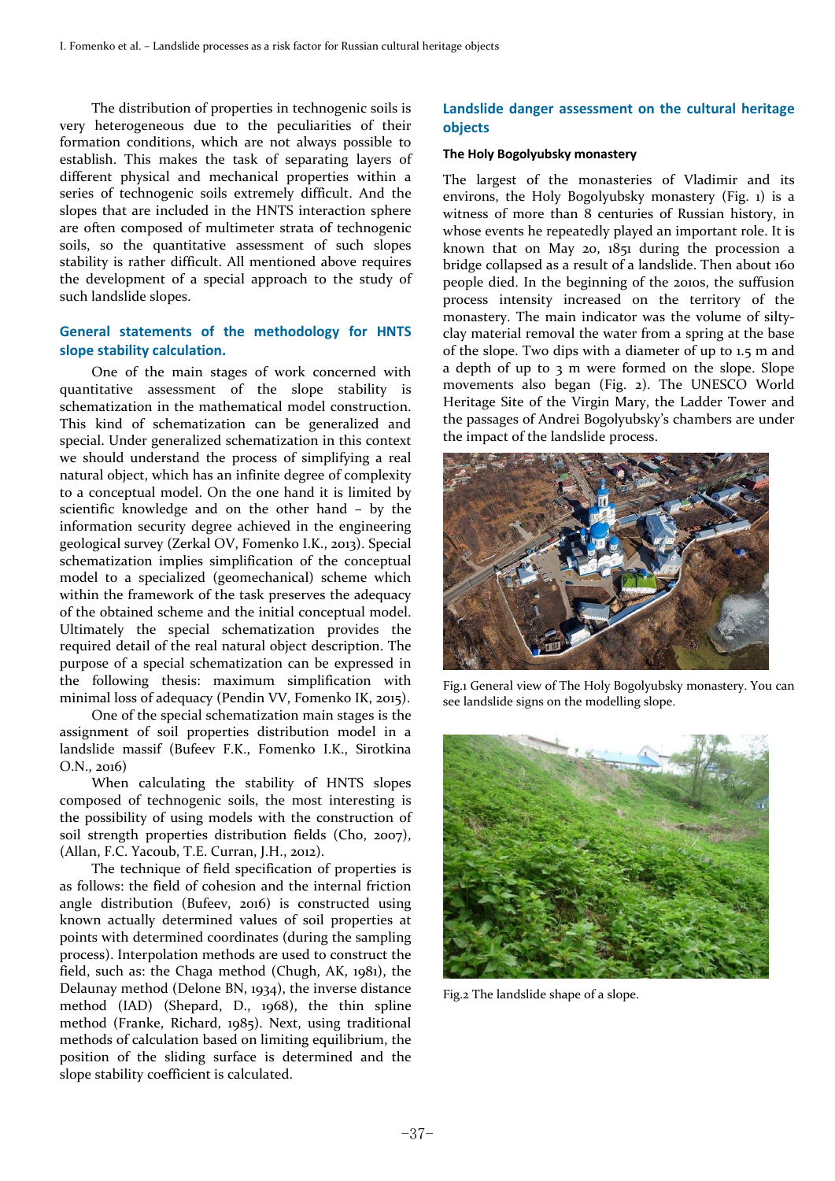The distribution of properties in technogenic soils is very heterogeneous due to the peculiarities of their formation conditions, which are not always possible to establish. This makes the task of separating layers of different physical and mechanical properties within a series of technogenic soils extremely difficult. And the slopes that are included in the HNTS interaction sphere are often composed of multimeter strata of technogenic soils, so the quantitative assessment of such slopes stability is rather difficult. All mentioned above requires the development of a special approach to the study of such landslide slopes.

## General statements of the methodology for HNTS slope stability calculation.

One of the main stages of work concerned with quantitative assessment of the slope stability is schematization in the mathematical model construction. This kind of schematization can be generalized and special. Under generalized schematization in this context we should understand the process of simplifying a real natural object, which has an infinite degree of complexity to a conceptual model. On the one hand it is limited by scientific knowledge and on the other hand – by the information security degree achieved in the engineering geological survey (Zerkal OV, Fomenko I.K., 2013). Special schematization implies simplification of the conceptual model to a specialized (geomechanical) scheme which within the framework of the task preserves the adequacy of the obtained scheme and the initial conceptual model. Ultimately the special schematization provides the required detail of the real natural object description. The purpose of a special schematization can be expressed in the following thesis: maximum simplification with minimal loss of adequacy (Pendin VV, Fomenko IK, 2015).

One of the special schematization main stages is the assignment of soil properties distribution model in a landslide massif (Bufeev F.K., Fomenko I.K., Sirotkina O.N., 2016)

When calculating the stability of HNTS slopes composed of technogenic soils, the most interesting is the possibility of using models with the construction of soil strength properties distribution fields (Cho, 2007), (Allan, F.C. Yacoub, T.E. Curran, J.H., 2012).

The technique of field specification of properties is as follows: the field of cohesion and the internal friction angle distribution (Bufeev, 2016) is constructed using known actually determined values of soil properties at points with determined coordinates (during the sampling process). Interpolation methods are used to construct the field, such as: the Chaga method (Chugh, AK, 1981), the Delaunay method (Delone BN, 1934), the inverse distance method (IAD) (Shepard, D., 1968), the thin spline method (Franke, Richard, 1985). Next, using traditional methods of calculation based on limiting equilibrium, the position of the sliding surface is determined and the slope stability coefficient is calculated.

## Landslide danger assessment on the cultural heritage objects

### The Holy Bogolyubsky monastery

The largest of the monasteries of Vladimir and its environs, the Holy Bogolyubsky monastery (Fig. 1) is a witness of more than 8 centuries of Russian history, in whose events he repeatedly played an important role. It is known that on May 20, 1851 during the procession a bridge collapsed as a result of a landslide. Then about 160 people died. In the beginning of the 2010s, the suffusion process intensity increased on the territory of the monastery. The main indicator was the volume of silty-clay material removal the water from a spring at the base of the slope. Two dips with a diameter of up to 1.5 m and a depth of up to 3 m were formed on the slope. Slope movements also began (Fig. 2). The UNESCO World Heritage Site of the Virgin Mary, the Ladder Tower and the passages of Andrei Bogolyubsky's chambers are under the impact of the landslide process.

Fig.1 General view of The Holy Bogolyubsky monastery. You can see landslide signs on the modelling slope.

Fig.2 The landslide shape of a slope.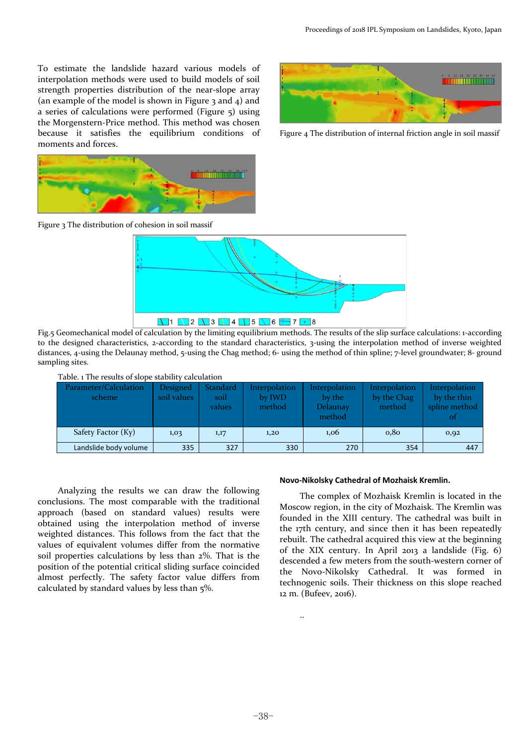To estimate the landslide hazard various models of interpolation methods were used to build models of soil strength properties distribution of the near-slope array (an example of the model is shown in Figure 3 and 4) and a series of calculations were performed (Figure 5) using the Morgenstern-Price method. This method was chosen because it satisfies the equilibrium conditions of moments and forces.

Figure 4 The distribution of internal friction angle in soil massif

Figure 3 The distribution of cohesion in soil massif

Fig.5 Geomechanical model of calculation by the limiting equilibrium methods. The results of the slip surface calculations: 1-according to the designed characteristics, 2-according to the standard characteristics, 3-using the interpolation method of inverse weighted distances, 4-using the Delaunay method, 5-using the Chag method; 6- using the method of thin spline; 7-level groundwater; 8- ground sampling sites.

Table. 1 The results of slope stability calculation

| Parameter/Calculation scheme | Designed soil values | Standard soil values | Interpolation by IWD method | Interpolation by the Delaunay method | Interpolation by the Chag method | Interpolation by the thin spline method of |
|---|---|---|---|---|---|---|
| Safety Factor (Ky) | 1,03 | 1,17 | 1,20 | 1,06 | 0,80 | 0,92 |
| Landslide body volume | 335 | 327 | 330 | 270 | 354 | 447 |

Analyzing the results we can draw the following conclusions. The most comparable with the traditional approach (based on standard values) results were obtained using the interpolation method of inverse weighted distances. This follows from the fact that the values of equivalent volumes differ from the normative soil properties calculations by less than 2%. That is the position of the potential critical sliding surface coincided almost perfectly. The safety factor value differs from calculated by standard values by less than 5%.

**Novo-Nikolsky Cathedral of Mozhaisk Kremlin.**

The complex of Mozhaisk Kremlin is located in the Moscow region, in the city of Mozhaisk. The Kremlin was founded in the XIII century. The cathedral was built in the 17th century, and since then it has been repeatedly rebuilt. The cathedral acquired this view at the beginning of the XIX century. In April 2013 a landslide (Fig. 6) descended a few meters from the south-western corner of the Novo-Nikolsky Cathedral. It was formed in technogenic soils. Their thickness on this slope reached 12 m. (Bufeev, 2016).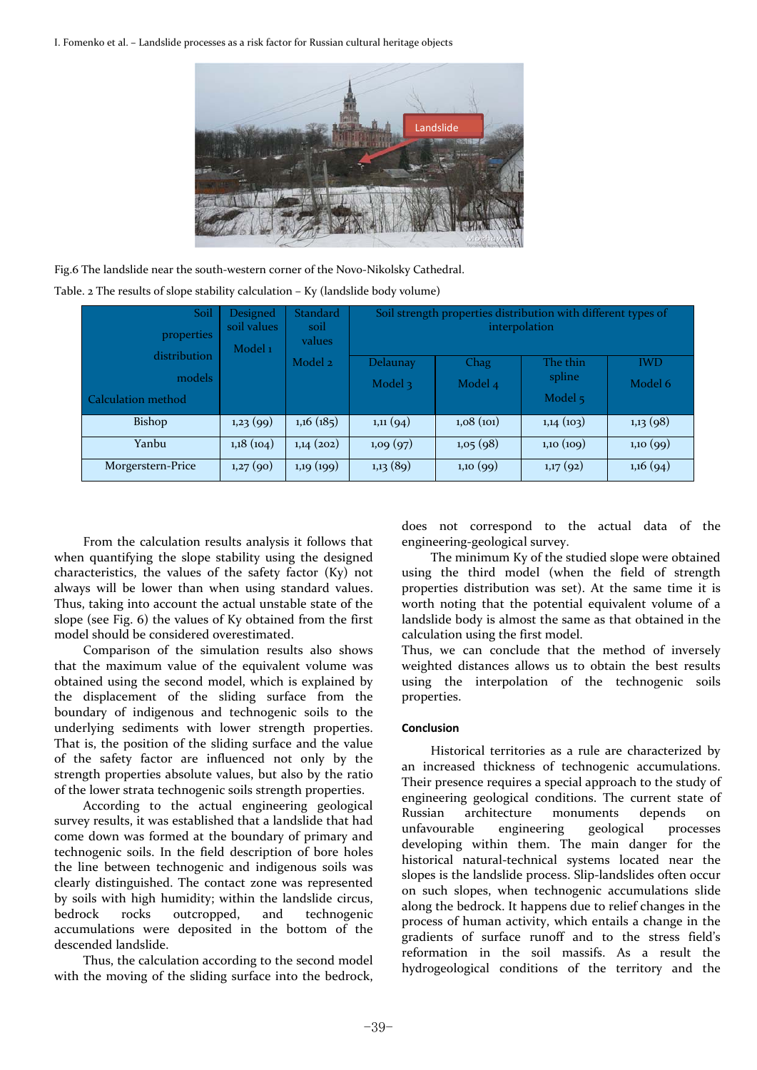Fig.6 The landslide near the south-western corner of the Novo-Nikolsky Cathedral.

Table. 2 The results of slope stability calculation – Ky (landslide body volume)

| Soil properties distribution models / Calculation method | Designed soil values Model 1 | Standard soil values Model 2 | Soil strength properties distribution with different types of interpolation | | | |
|---|---|---|---|---|---|---|
| | | | Delaunay Model 3 | Chag Model 4 | The thin spline Model 5 | IWD Model 6 |
| Bishop | 1,23 (99) | 1,16 (185) | 1,11 (94) | 1,08 (101) | 1,14 (103) | 1,13 (98) |
| Yanbu | 1,18 (104) | 1,14 (202) | 1,09 (97) | 1,05 (98) | 1,10 (109) | 1,10 (99) |
| Morgerstern-Price | 1,27 (90) | 1,19 (199) | 1,13 (89) | 1,10 (99) | 1,17 (92) | 1,16 (94) |

From the calculation results analysis it follows that when quantifying the slope stability using the designed characteristics, the values of the safety factor (Ky) not always will be lower than when using standard values. Thus, taking into account the actual unstable state of the slope (see Fig. 6) the values of Ky obtained from the first model should be considered overestimated.

Comparison of the simulation results also shows that the maximum value of the equivalent volume was obtained using the second model, which is explained by the displacement of the sliding surface from the boundary of indigenous and technogenic soils to the underlying sediments with lower strength properties. That is, the position of the sliding surface and the value of the safety factor are influenced not only by the strength properties absolute values, but also by the ratio of the lower strata technogenic soils strength properties.

According to the actual engineering geological survey results, it was established that a landslide that had come down was formed at the boundary of primary and technogenic soils. In the field description of bore holes the line between technogenic and indigenous soils was clearly distinguished. The contact zone was represented by soils with high humidity; within the landslide circus, bedrock rocks outcropped, and technogenic accumulations were deposited in the bottom of the descended landslide.

Thus, the calculation according to the second model with the moving of the sliding surface into the bedrock, does not correspond to the actual data of the engineering-geological survey.

The minimum Ky of the studied slope were obtained using the third model (when the field of strength properties distribution was set). At the same time it is worth noting that the potential equivalent volume of a landslide body is almost the same as that obtained in the calculation using the first model.

Thus, we can conclude that the method of inversely weighted distances allows us to obtain the best results using the interpolation of the technogenic soils properties.

## Conclusion

Historical territories as a rule are characterized by an increased thickness of technogenic accumulations. Their presence requires a special approach to the study of engineering geological conditions. The current state of Russian architecture monuments depends on unfavourable engineering geological processes developing within them. The main danger for the historical natural-technical systems located near the slopes is the landslide process. Slip-landslides often occur on such slopes, when technogenic accumulations slide along the bedrock. It happens due to relief changes in the process of human activity, which entails a change in the gradients of surface runoff and to the stress field's reformation in the soil massifs. As a result the hydrogeological conditions of the territory and the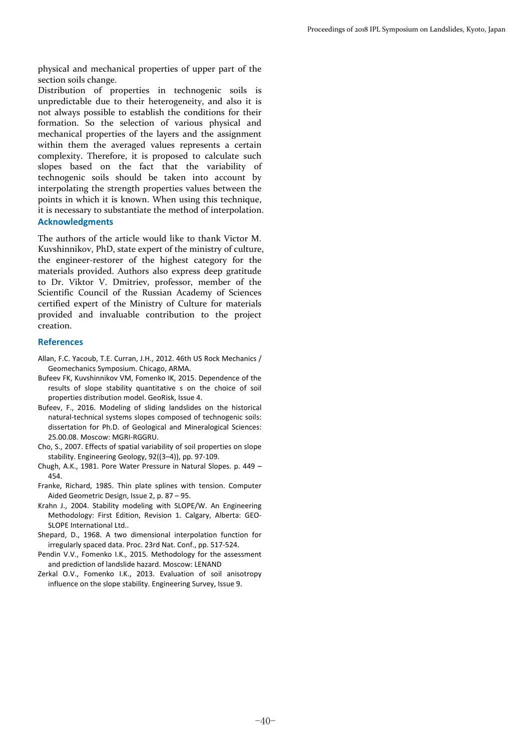physical and mechanical properties of upper part of the section soils change.

Distribution of properties in technogenic soils is unpredictable due to their heterogeneity, and also it is not always possible to establish the conditions for their formation. So the selection of various physical and mechanical properties of the layers and the assignment within them the averaged values represents a certain complexity. Therefore, it is proposed to calculate such slopes based on the fact that the variability of technogenic soils should be taken into account by interpolating the strength properties values between the points in which it is known. When using this technique, it is necessary to substantiate the method of interpolation.

## Acknowledgments

The authors of the article would like to thank Victor M. Kuvshinnikov, PhD, state expert of the ministry of culture, the engineer-restorer of the highest category for the materials provided. Authors also express deep gratitude to Dr. Viktor V. Dmitriev, professor, member of the Scientific Council of the Russian Academy of Sciences certified expert of the Ministry of Culture for materials provided and invaluable contribution to the project creation.

## References

Allan, F.C. Yacoub, T.E. Curran, J.H., 2012. 46th US Rock Mechanics / Geomechanics Symposium. Chicago, ARMA.

Bufeev FK, Kuvshinnikov VM, Fomenko IK, 2015. Dependence of the results of slope stability quantitative s on the choice of soil properties distribution model. GeoRisk, Issue 4.

Bufeev, F., 2016. Modeling of sliding landslides on the historical natural-technical systems slopes composed of technogenic soils: dissertation for Ph.D. of Geological and Mineralogical Sciences: 25.00.08. Moscow: MGRI-RGGRU.

Cho, S., 2007. Effects of spatial variability of soil properties on slope stability. Engineering Geology, 92((3–4)), pp. 97-109.

Chugh, A.K., 1981. Pore Water Pressure in Natural Slopes. p. 449 – 454.

Franke, Richard, 1985. Thin plate splines with tension. Computer Aided Geometric Design, Issue 2, p. 87 – 95.

Krahn J., 2004. Stability modeling with SLOPE/W. An Engineering Methodology: First Edition, Revision 1. Calgary, Alberta: GEO-SLOPE International Ltd..

Shepard, D., 1968. A two dimensional interpolation function for irregularly spaced data. Proc. 23rd Nat. Conf., pp. 517-524.

Pendin V.V., Fomenko I.K., 2015. Methodology for the assessment and prediction of landslide hazard. Moscow: LENAND

Zerkal O.V., Fomenko I.K., 2013. Evaluation of soil anisotropy influence on the slope stability. Engineering Survey, Issue 9.